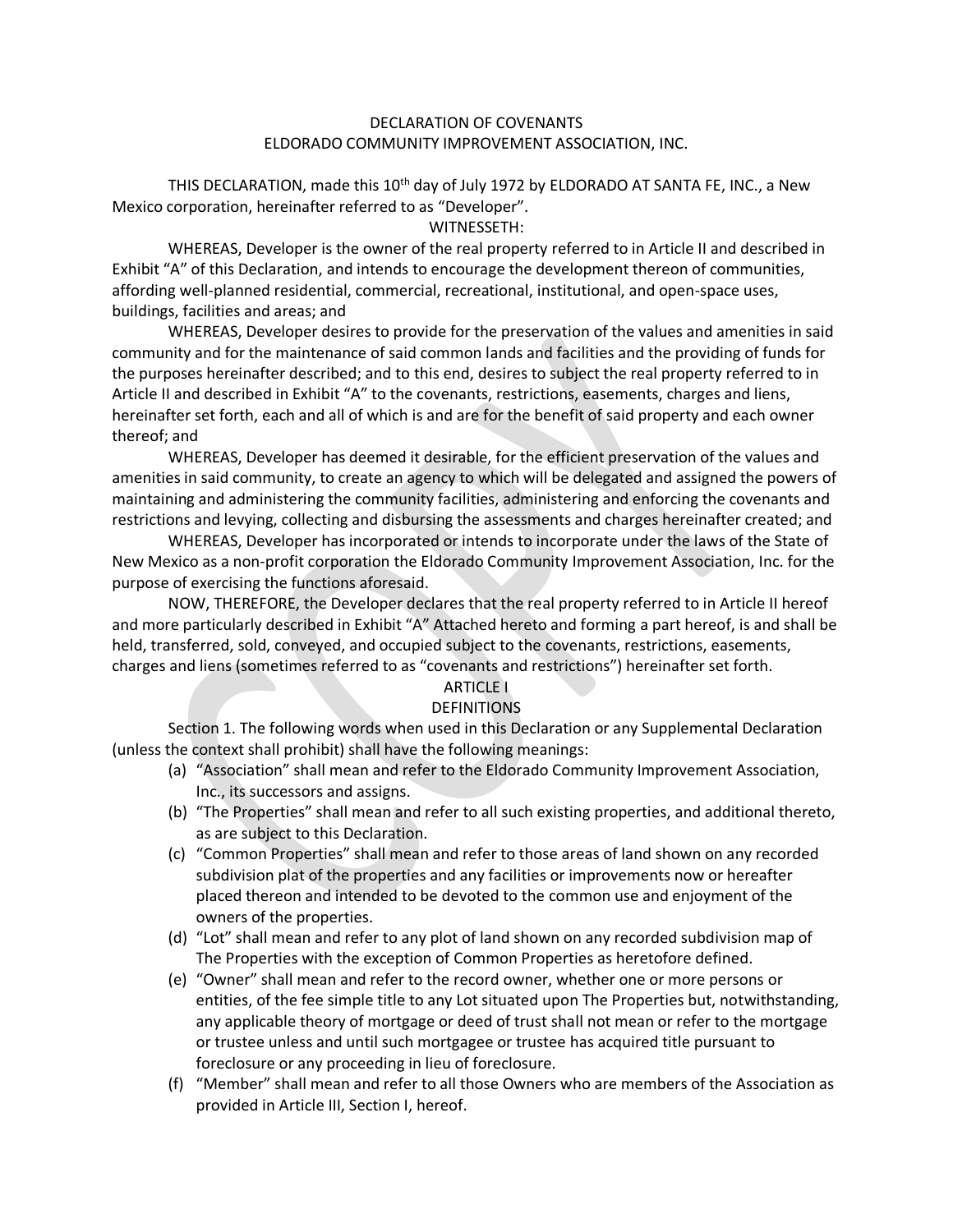# DECLARATION OF COVENANTS
# ELDORADO COMMUNITY IMPROVEMENT ASSOCIATION, INC.

THIS DECLARATION, made this 10th day of July 1972 by ELDORADO AT SANTA FE, INC., a New Mexico corporation, hereinafter referred to as "Developer".

WITNESSETH:

WHEREAS, Developer is the owner of the real property referred to in Article II and described in Exhibit "A" of this Declaration, and intends to encourage the development thereon of communities, affording well-planned residential, commercial, recreational, institutional, and open-space uses, buildings, facilities and areas; and

WHEREAS, Developer desires to provide for the preservation of the values and amenities in said community and for the maintenance of said common lands and facilities and the providing of funds for the purposes hereinafter described; and to this end, desires to subject the real property referred to in Article II and described in Exhibit "A" to the covenants, restrictions, easements, charges and liens, hereinafter set forth, each and all of which is and are for the benefit of said property and each owner thereof; and

WHEREAS, Developer has deemed it desirable, for the efficient preservation of the values and amenities in said community, to create an agency to which will be delegated and assigned the powers of maintaining and administering the community facilities, administering and enforcing the covenants and restrictions and levying, collecting and disbursing the assessments and charges hereinafter created; and

WHEREAS, Developer has incorporated or intends to incorporate under the laws of the State of New Mexico as a non-profit corporation the Eldorado Community Improvement Association, Inc. for the purpose of exercising the functions aforesaid.

NOW, THEREFORE, the Developer declares that the real property referred to in Article II hereof and more particularly described in Exhibit "A" Attached hereto and forming a part hereof, is and shall be held, transferred, sold, conveyed, and occupied subject to the covenants, restrictions, easements, charges and liens (sometimes referred to as "covenants and restrictions") hereinafter set forth.

## ARTICLE I
## DEFINITIONS

Section 1. The following words when used in this Declaration or any Supplemental Declaration (unless the context shall prohibit) shall have the following meanings:

(a) "Association" shall mean and refer to the Eldorado Community Improvement Association, Inc., its successors and assigns.

(b) "The Properties" shall mean and refer to all such existing properties, and additional thereto, as are subject to this Declaration.

(c) "Common Properties" shall mean and refer to those areas of land shown on any recorded subdivision plat of the properties and any facilities or improvements now or hereafter placed thereon and intended to be devoted to the common use and enjoyment of the owners of the properties.

(d) "Lot" shall mean and refer to any plot of land shown on any recorded subdivision map of The Properties with the exception of Common Properties as heretofore defined.

(e) "Owner" shall mean and refer to the record owner, whether one or more persons or entities, of the fee simple title to any Lot situated upon The Properties but, notwithstanding, any applicable theory of mortgage or deed of trust shall not mean or refer to the mortgage or trustee unless and until such mortgagee or trustee has acquired title pursuant to foreclosure or any proceeding in lieu of foreclosure.

(f) "Member" shall mean and refer to all those Owners who are members of the Association as provided in Article III, Section I, hereof.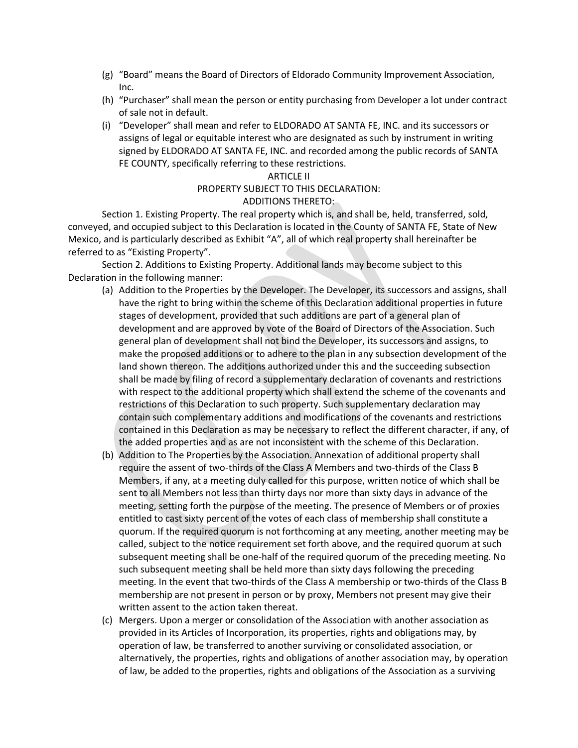(g) "Board" means the Board of Directors of Eldorado Community Improvement Association, Inc.

(h) "Purchaser" shall mean the person or entity purchasing from Developer a lot under contract of sale not in default.

(i) "Developer" shall mean and refer to ELDORADO AT SANTA FE, INC. and its successors or assigns of legal or equitable interest who are designated as such by instrument in writing signed by ELDORADO AT SANTA FE, INC. and recorded among the public records of SANTA FE COUNTY, specifically referring to these restrictions.

## ARTICLE II
## PROPERTY SUBJECT TO THIS DECLARATION:
## ADDITIONS THERETO:

Section 1. Existing Property. The real property which is, and shall be, held, transferred, sold, conveyed, and occupied subject to this Declaration is located in the County of SANTA FE, State of New Mexico, and is particularly described as Exhibit "A", all of which real property shall hereinafter be referred to as "Existing Property".

Section 2. Additions to Existing Property. Additional lands may become subject to this Declaration in the following manner:

(a) Addition to the Properties by the Developer. The Developer, its successors and assigns, shall have the right to bring within the scheme of this Declaration additional properties in future stages of development, provided that such additions are part of a general plan of development and are approved by vote of the Board of Directors of the Association. Such general plan of development shall not bind the Developer, its successors and assigns, to make the proposed additions or to adhere to the plan in any subsection development of the land shown thereon. The additions authorized under this and the succeeding subsection shall be made by filing of record a supplementary declaration of covenants and restrictions with respect to the additional property which shall extend the scheme of the covenants and restrictions of this Declaration to such property. Such supplementary declaration may contain such complementary additions and modifications of the covenants and restrictions contained in this Declaration as may be necessary to reflect the different character, if any, of the added properties and as are not inconsistent with the scheme of this Declaration.

(b) Addition to The Properties by the Association. Annexation of additional property shall require the assent of two-thirds of the Class A Members and two-thirds of the Class B Members, if any, at a meeting duly called for this purpose, written notice of which shall be sent to all Members not less than thirty days nor more than sixty days in advance of the meeting, setting forth the purpose of the meeting. The presence of Members or of proxies entitled to cast sixty percent of the votes of each class of membership shall constitute a quorum. If the required quorum is not forthcoming at any meeting, another meeting may be called, subject to the notice requirement set forth above, and the required quorum at such subsequent meeting shall be one-half of the required quorum of the preceding meeting. No such subsequent meeting shall be held more than sixty days following the preceding meeting. In the event that two-thirds of the Class A membership or two-thirds of the Class B membership are not present in person or by proxy, Members not present may give their written assent to the action taken thereat.

(c) Mergers. Upon a merger or consolidation of the Association with another association as provided in its Articles of Incorporation, its properties, rights and obligations may, by operation of law, be transferred to another surviving or consolidated association, or alternatively, the properties, rights and obligations of another association may, by operation of law, be added to the properties, rights and obligations of the Association as a surviving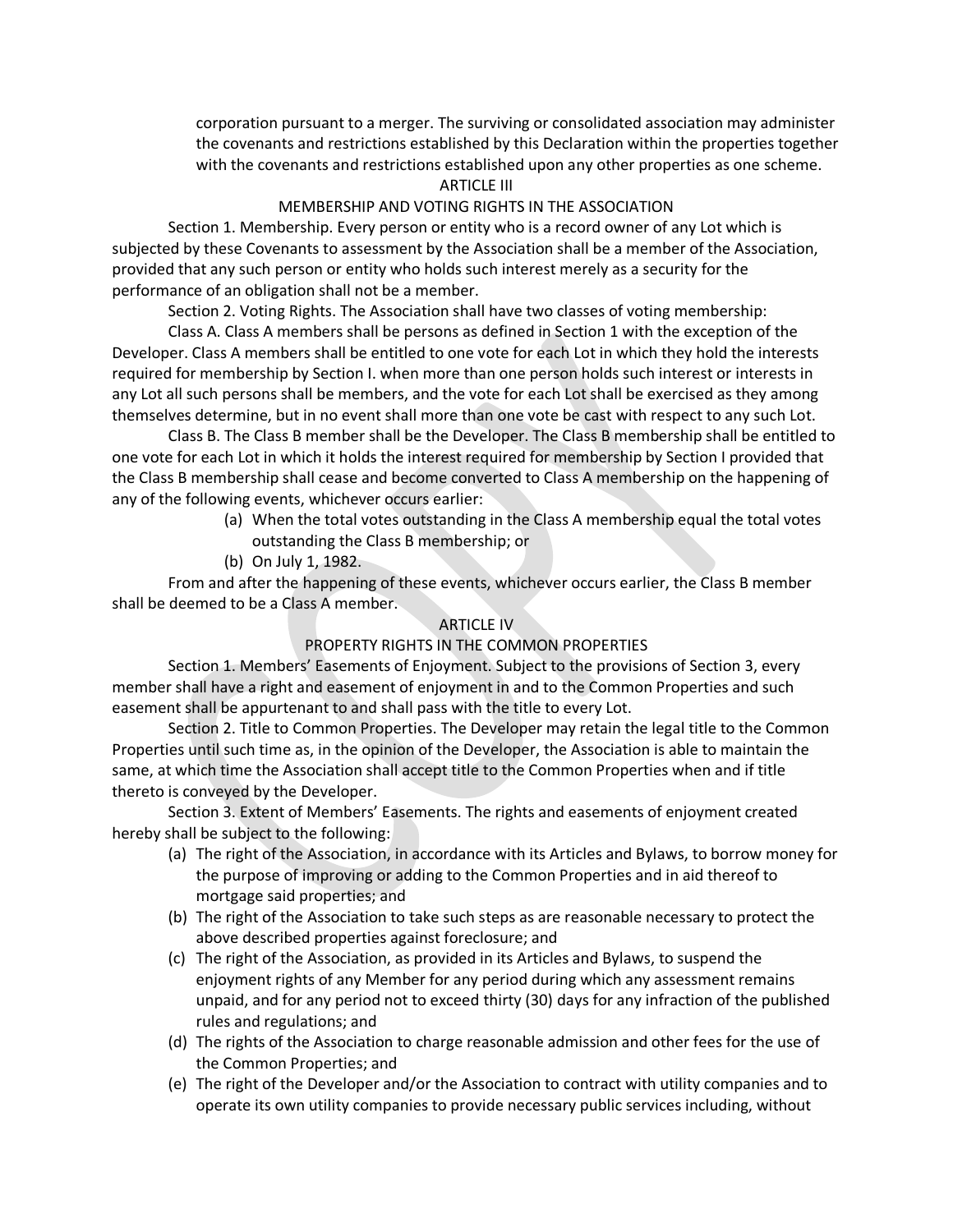corporation pursuant to a merger. The surviving or consolidated association may administer the covenants and restrictions established by this Declaration within the properties together with the covenants and restrictions established upon any other properties as one scheme.

## ARTICLE III

## MEMBERSHIP AND VOTING RIGHTS IN THE ASSOCIATION

Section 1. Membership. Every person or entity who is a record owner of any Lot which is subjected by these Covenants to assessment by the Association shall be a member of the Association, provided that any such person or entity who holds such interest merely as a security for the performance of an obligation shall not be a member.

Section 2. Voting Rights. The Association shall have two classes of voting membership:

Class A. Class A members shall be persons as defined in Section 1 with the exception of the Developer. Class A members shall be entitled to one vote for each Lot in which they hold the interests required for membership by Section I. when more than one person holds such interest or interests in any Lot all such persons shall be members, and the vote for each Lot shall be exercised as they among themselves determine, but in no event shall more than one vote be cast with respect to any such Lot.

Class B. The Class B member shall be the Developer. The Class B membership shall be entitled to one vote for each Lot in which it holds the interest required for membership by Section I provided that the Class B membership shall cease and become converted to Class A membership on the happening of any of the following events, whichever occurs earlier:

(a) When the total votes outstanding in the Class A membership equal the total votes outstanding the Class B membership; or
(b) On July 1, 1982.

From and after the happening of these events, whichever occurs earlier, the Class B member shall be deemed to be a Class A member.

## ARTICLE IV

## PROPERTY RIGHTS IN THE COMMON PROPERTIES

Section 1. Members' Easements of Enjoyment. Subject to the provisions of Section 3, every member shall have a right and easement of enjoyment in and to the Common Properties and such easement shall be appurtenant to and shall pass with the title to every Lot.

Section 2. Title to Common Properties. The Developer may retain the legal title to the Common Properties until such time as, in the opinion of the Developer, the Association is able to maintain the same, at which time the Association shall accept title to the Common Properties when and if title thereto is conveyed by the Developer.

Section 3. Extent of Members' Easements. The rights and easements of enjoyment created hereby shall be subject to the following:

(a) The right of the Association, in accordance with its Articles and Bylaws, to borrow money for the purpose of improving or adding to the Common Properties and in aid thereof to mortgage said properties; and
(b) The right of the Association to take such steps as are reasonable necessary to protect the above described properties against foreclosure; and
(c) The right of the Association, as provided in its Articles and Bylaws, to suspend the enjoyment rights of any Member for any period during which any assessment remains unpaid, and for any period not to exceed thirty (30) days for any infraction of the published rules and regulations; and
(d) The rights of the Association to charge reasonable admission and other fees for the use of the Common Properties; and
(e) The right of the Developer and/or the Association to contract with utility companies and to operate its own utility companies to provide necessary public services including, without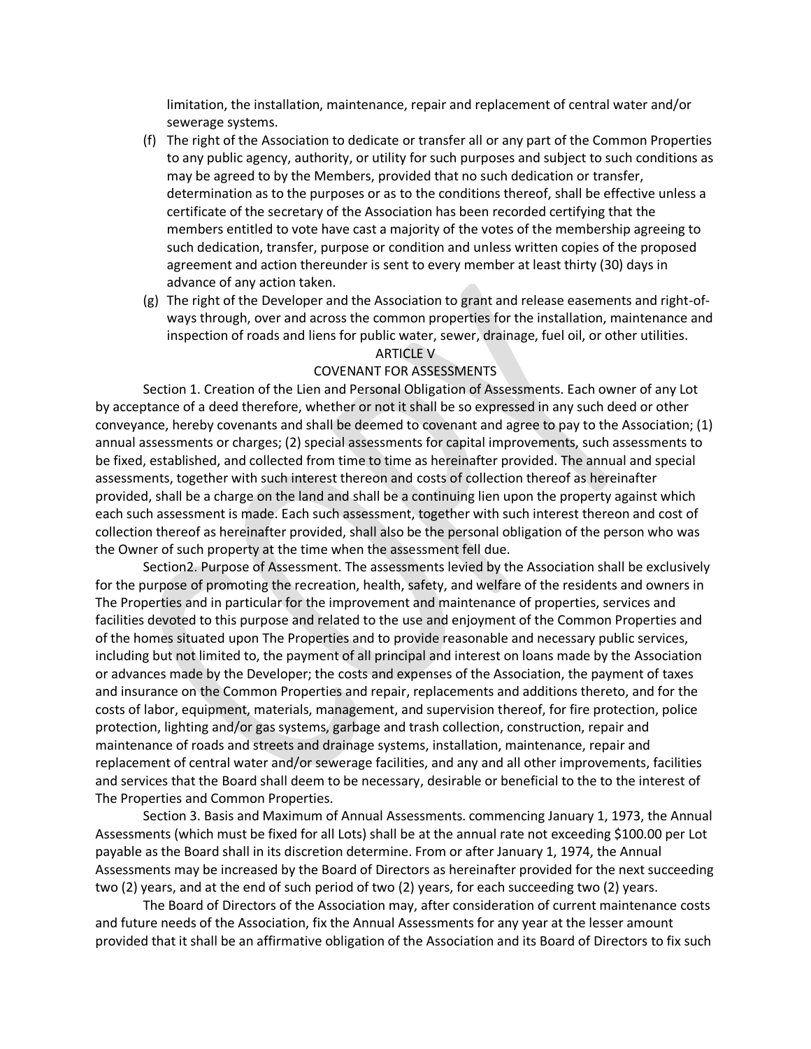limitation, the installation, maintenance, repair and replacement of central water and/or sewerage systems.

(f) The right of the Association to dedicate or transfer all or any part of the Common Properties to any public agency, authority, or utility for such purposes and subject to such conditions as may be agreed to by the Members, provided that no such dedication or transfer, determination as to the purposes or as to the conditions thereof, shall be effective unless a certificate of the secretary of the Association has been recorded certifying that the members entitled to vote have cast a majority of the votes of the membership agreeing to such dedication, transfer, purpose or condition and unless written copies of the proposed agreement and action thereunder is sent to every member at least thirty (30) days in advance of any action taken.

(g) The right of the Developer and the Association to grant and release easements and right-of-ways through, over and across the common properties for the installation, maintenance and inspection of roads and liens for public water, sewer, drainage, fuel oil, or other utilities.

## ARTICLE V
## COVENANT FOR ASSESSMENTS

Section 1. Creation of the Lien and Personal Obligation of Assessments. Each owner of any Lot by acceptance of a deed therefore, whether or not it shall be so expressed in any such deed or other conveyance, hereby covenants and shall be deemed to covenant and agree to pay to the Association; (1) annual assessments or charges; (2) special assessments for capital improvements, such assessments to be fixed, established, and collected from time to time as hereinafter provided. The annual and special assessments, together with such interest thereon and costs of collection thereof as hereinafter provided, shall be a charge on the land and shall be a continuing lien upon the property against which each such assessment is made. Each such assessment, together with such interest thereon and cost of collection thereof as hereinafter provided, shall also be the personal obligation of the person who was the Owner of such property at the time when the assessment fell due.

Section2. Purpose of Assessment. The assessments levied by the Association shall be exclusively for the purpose of promoting the recreation, health, safety, and welfare of the residents and owners in The Properties and in particular for the improvement and maintenance of properties, services and facilities devoted to this purpose and related to the use and enjoyment of the Common Properties and of the homes situated upon The Properties and to provide reasonable and necessary public services, including but not limited to, the payment of all principal and interest on loans made by the Association or advances made by the Developer; the costs and expenses of the Association, the payment of taxes and insurance on the Common Properties and repair, replacements and additions thereto, and for the costs of labor, equipment, materials, management, and supervision thereof, for fire protection, police protection, lighting and/or gas systems, garbage and trash collection, construction, repair and maintenance of roads and streets and drainage systems, installation, maintenance, repair and replacement of central water and/or sewerage facilities, and any and all other improvements, facilities and services that the Board shall deem to be necessary, desirable or beneficial to the to the interest of The Properties and Common Properties.

Section 3. Basis and Maximum of Annual Assessments. commencing January 1, 1973, the Annual Assessments (which must be fixed for all Lots) shall be at the annual rate not exceeding $100.00 per Lot payable as the Board shall in its discretion determine. From or after January 1, 1974, the Annual Assessments may be increased by the Board of Directors as hereinafter provided for the next succeeding two (2) years, and at the end of such period of two (2) years, for each succeeding two (2) years.

The Board of Directors of the Association may, after consideration of current maintenance costs and future needs of the Association, fix the Annual Assessments for any year at the lesser amount provided that it shall be an affirmative obligation of the Association and its Board of Directors to fix such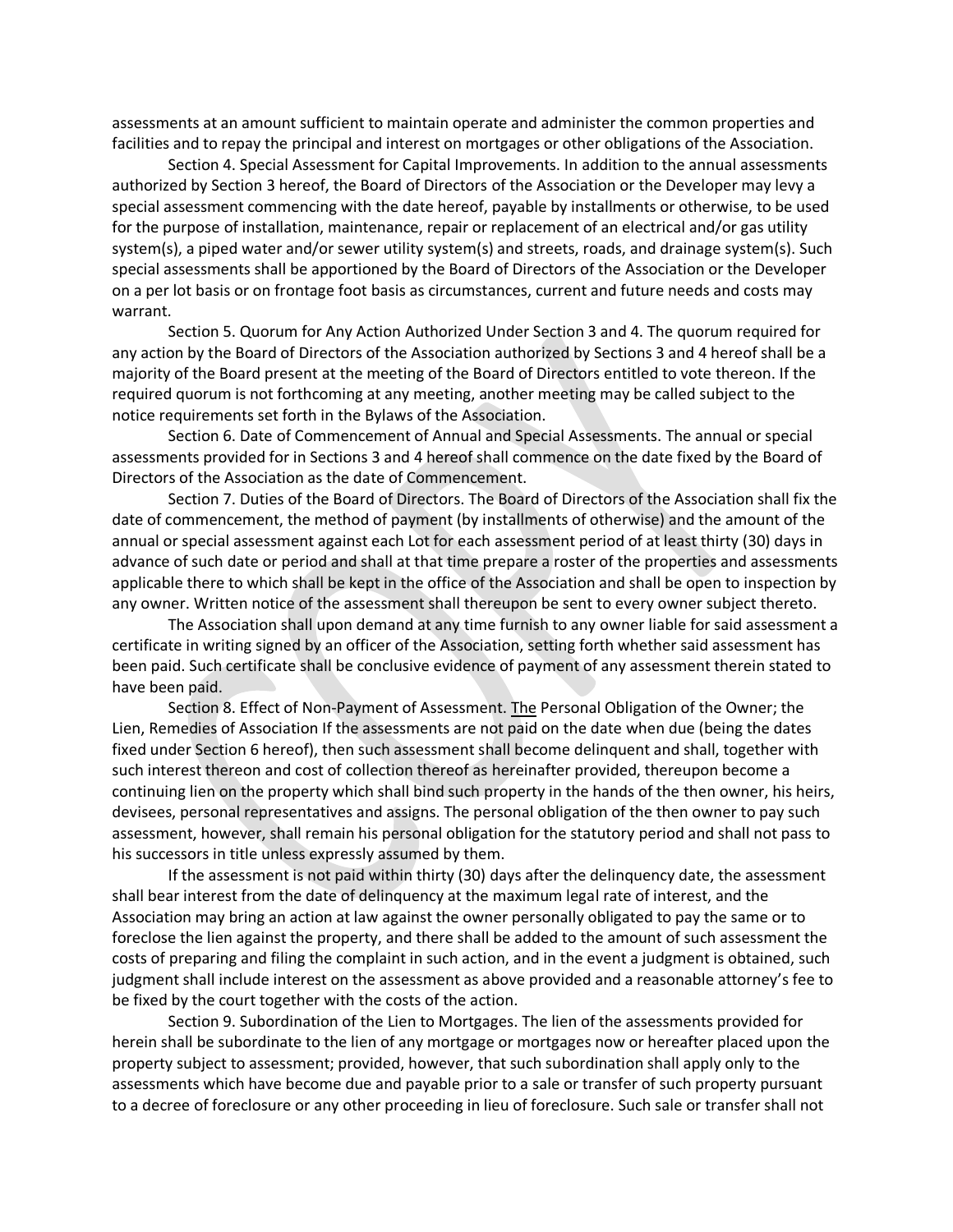assessments at an amount sufficient to maintain operate and administer the common properties and facilities and to repay the principal and interest on mortgages or other obligations of the Association.

Section 4. Special Assessment for Capital Improvements. In addition to the annual assessments authorized by Section 3 hereof, the Board of Directors of the Association or the Developer may levy a special assessment commencing with the date hereof, payable by installments or otherwise, to be used for the purpose of installation, maintenance, repair or replacement of an electrical and/or gas utility system(s), a piped water and/or sewer utility system(s) and streets, roads, and drainage system(s). Such special assessments shall be apportioned by the Board of Directors of the Association or the Developer on a per lot basis or on frontage foot basis as circumstances, current and future needs and costs may warrant.

Section 5. Quorum for Any Action Authorized Under Section 3 and 4. The quorum required for any action by the Board of Directors of the Association authorized by Sections 3 and 4 hereof shall be a majority of the Board present at the meeting of the Board of Directors entitled to vote thereon. If the required quorum is not forthcoming at any meeting, another meeting may be called subject to the notice requirements set forth in the Bylaws of the Association.

Section 6. Date of Commencement of Annual and Special Assessments. The annual or special assessments provided for in Sections 3 and 4 hereof shall commence on the date fixed by the Board of Directors of the Association as the date of Commencement.

Section 7. Duties of the Board of Directors. The Board of Directors of the Association shall fix the date of commencement, the method of payment (by installments of otherwise) and the amount of the annual or special assessment against each Lot for each assessment period of at least thirty (30) days in advance of such date or period and shall at that time prepare a roster of the properties and assessments applicable there to which shall be kept in the office of the Association and shall be open to inspection by any owner. Written notice of the assessment shall thereupon be sent to every owner subject thereto.

The Association shall upon demand at any time furnish to any owner liable for said assessment a certificate in writing signed by an officer of the Association, setting forth whether said assessment has been paid. Such certificate shall be conclusive evidence of payment of any assessment therein stated to have been paid.

Section 8. Effect of Non-Payment of Assessment. The Personal Obligation of the Owner; the Lien, Remedies of Association If the assessments are not paid on the date when due (being the dates fixed under Section 6 hereof), then such assessment shall become delinquent and shall, together with such interest thereon and cost of collection thereof as hereinafter provided, thereupon become a continuing lien on the property which shall bind such property in the hands of the then owner, his heirs, devisees, personal representatives and assigns. The personal obligation of the then owner to pay such assessment, however, shall remain his personal obligation for the statutory period and shall not pass to his successors in title unless expressly assumed by them.

If the assessment is not paid within thirty (30) days after the delinquency date, the assessment shall bear interest from the date of delinquency at the maximum legal rate of interest, and the Association may bring an action at law against the owner personally obligated to pay the same or to foreclose the lien against the property, and there shall be added to the amount of such assessment the costs of preparing and filing the complaint in such action, and in the event a judgment is obtained, such judgment shall include interest on the assessment as above provided and a reasonable attorney's fee to be fixed by the court together with the costs of the action.

Section 9. Subordination of the Lien to Mortgages. The lien of the assessments provided for herein shall be subordinate to the lien of any mortgage or mortgages now or hereafter placed upon the property subject to assessment; provided, however, that such subordination shall apply only to the assessments which have become due and payable prior to a sale or transfer of such property pursuant to a decree of foreclosure or any other proceeding in lieu of foreclosure. Such sale or transfer shall not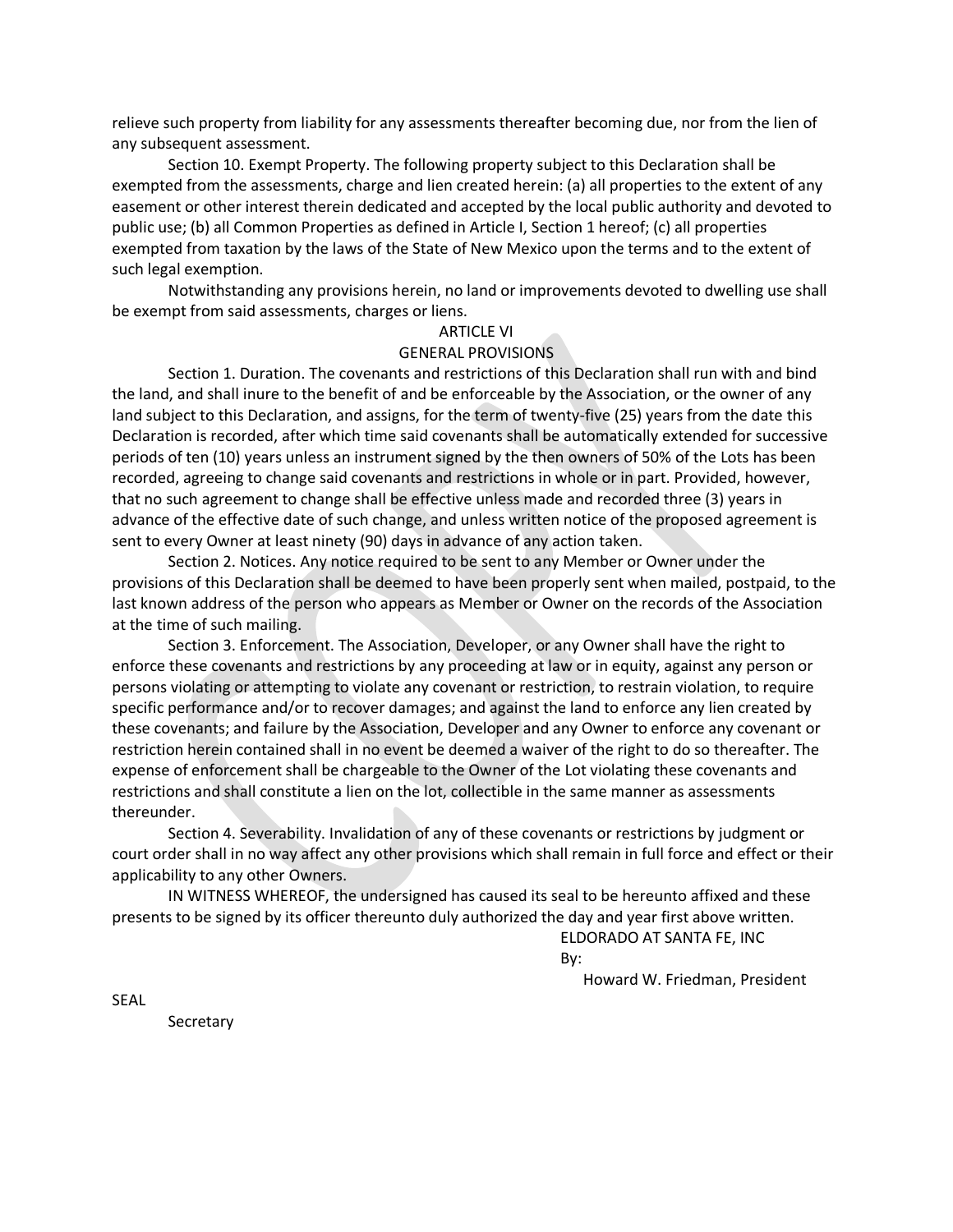relieve such property from liability for any assessments thereafter becoming due, nor from the lien of any subsequent assessment.

Section 10. Exempt Property. The following property subject to this Declaration shall be exempted from the assessments, charge and lien created herein: (a) all properties to the extent of any easement or other interest therein dedicated and accepted by the local public authority and devoted to public use; (b) all Common Properties as defined in Article I, Section 1 hereof; (c) all properties exempted from taxation by the laws of the State of New Mexico upon the terms and to the extent of such legal exemption.

Notwithstanding any provisions herein, no land or improvements devoted to dwelling use shall be exempt from said assessments, charges or liens.

## ARTICLE VI

## GENERAL PROVISIONS

Section 1. Duration. The covenants and restrictions of this Declaration shall run with and bind the land, and shall inure to the benefit of and be enforceable by the Association, or the owner of any land subject to this Declaration, and assigns, for the term of twenty-five (25) years from the date this Declaration is recorded, after which time said covenants shall be automatically extended for successive periods of ten (10) years unless an instrument signed by the then owners of 50% of the Lots has been recorded, agreeing to change said covenants and restrictions in whole or in part. Provided, however, that no such agreement to change shall be effective unless made and recorded three (3) years in advance of the effective date of such change, and unless written notice of the proposed agreement is sent to every Owner at least ninety (90) days in advance of any action taken.

Section 2. Notices. Any notice required to be sent to any Member or Owner under the provisions of this Declaration shall be deemed to have been properly sent when mailed, postpaid, to the last known address of the person who appears as Member or Owner on the records of the Association at the time of such mailing.

Section 3. Enforcement. The Association, Developer, or any Owner shall have the right to enforce these covenants and restrictions by any proceeding at law or in equity, against any person or persons violating or attempting to violate any covenant or restriction, to restrain violation, to require specific performance and/or to recover damages; and against the land to enforce any lien created by these covenants; and failure by the Association, Developer and any Owner to enforce any covenant or restriction herein contained shall in no event be deemed a waiver of the right to do so thereafter. The expense of enforcement shall be chargeable to the Owner of the Lot violating these covenants and restrictions and shall constitute a lien on the lot, collectible in the same manner as assessments thereunder.

Section 4. Severability. Invalidation of any of these covenants or restrictions by judgment or court order shall in no way affect any other provisions which shall remain in full force and effect or their applicability to any other Owners.

IN WITNESS WHEREOF, the undersigned has caused its seal to be hereunto affixed and these presents to be signed by its officer thereunto duly authorized the day and year first above written.

ELDORADO AT SANTA FE, INC

By:

Howard W. Friedman, President

SEAL

Secretary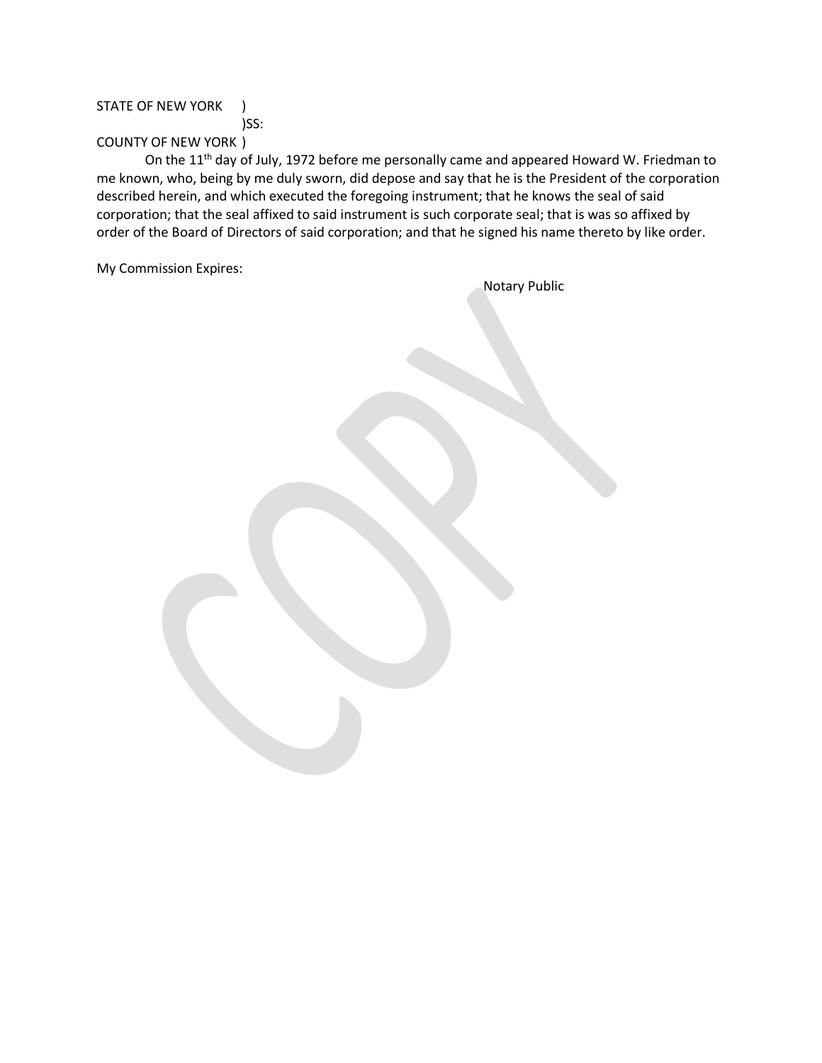STATE OF NEW YORK )
)SS:
COUNTY OF NEW YORK )

On the 11th day of July, 1972 before me personally came and appeared Howard W. Friedman to me known, who, being by me duly sworn, did depose and say that he is the President of the corporation described herein, and which executed the foregoing instrument; that he knows the seal of said corporation; that the seal affixed to said instrument is such corporate seal; that is was so affixed by order of the Board of Directors of said corporation; and that he signed his name thereto by like order.

My Commission Expires:

Notary Public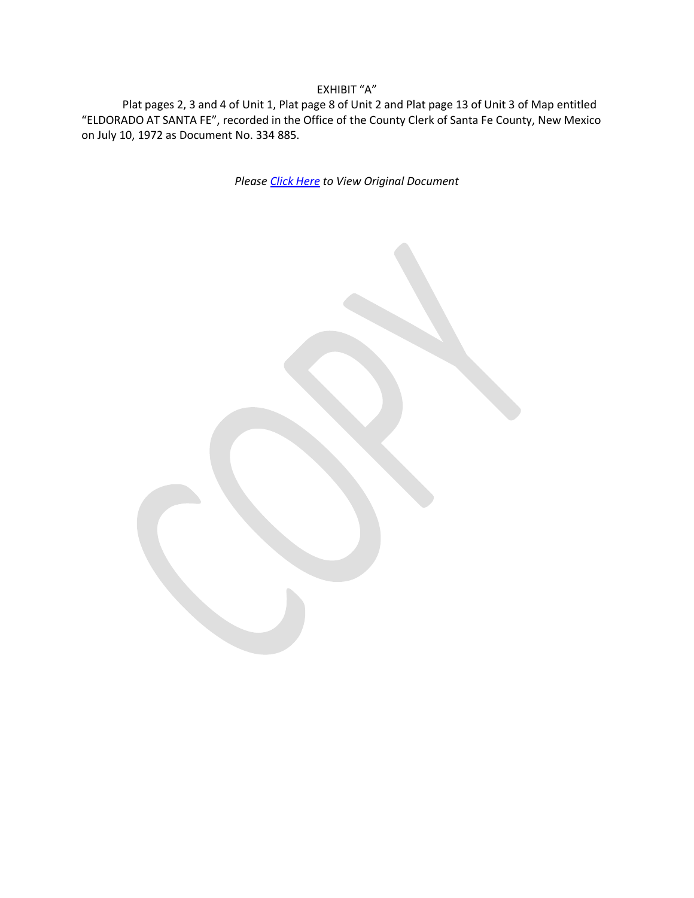EXHIBIT "A"

Plat pages 2, 3 and 4 of Unit 1, Plat page 8 of Unit 2 and Plat page 13 of Unit 3 of Map entitled "ELDORADO AT SANTA FE", recorded in the Office of the County Clerk of Santa Fe County, New Mexico on July 10, 1972 as Document No. 334 885.

*Please Click Here to View Original Document*